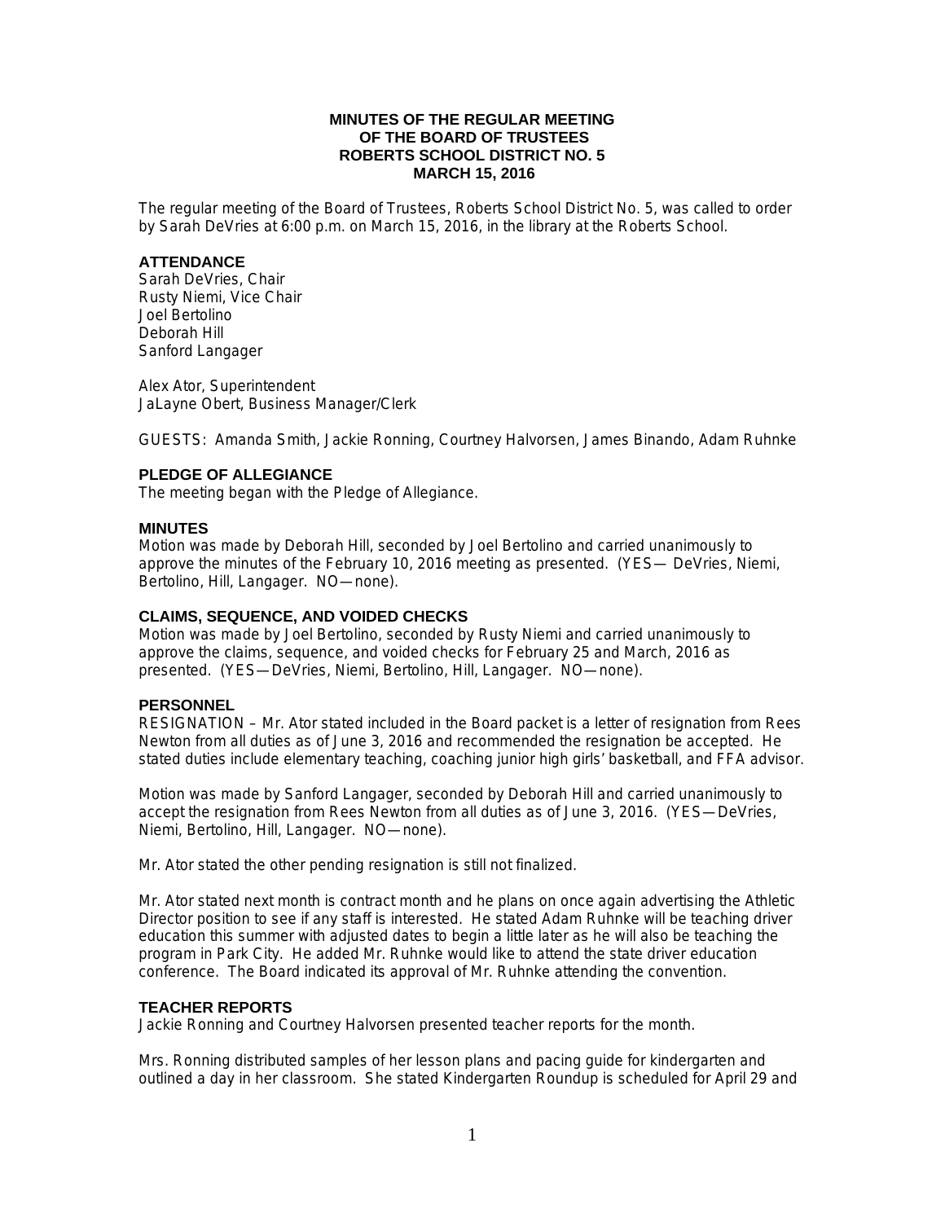# MINUTES OF THE REGULAR MEETING
# OF THE BOARD OF TRUSTEES
# ROBERTS SCHOOL DISTRICT NO. 5
# MARCH 15, 2016

The regular meeting of the Board of Trustees, Roberts School District No. 5, was called to order by Sarah DeVries at 6:00 p.m. on March 15, 2016, in the library at the Roberts School.

## ATTENDANCE

Sarah DeVries, Chair
Rusty Niemi, Vice Chair
Joel Bertolino
Deborah Hill
Sanford Langager

Alex Ator, Superintendent
JaLayne Obert, Business Manager/Clerk

GUESTS: Amanda Smith, Jackie Ronning, Courtney Halvorsen, James Binando, Adam Ruhnke

## PLEDGE OF ALLEGIANCE

The meeting began with the Pledge of Allegiance.

## MINUTES

Motion was made by Deborah Hill, seconded by Joel Bertolino and carried unanimously to approve the minutes of the February 10, 2016 meeting as presented. (YES— DeVries, Niemi, Bertolino, Hill, Langager. NO—none).

## CLAIMS, SEQUENCE, AND VOIDED CHECKS

Motion was made by Joel Bertolino, seconded by Rusty Niemi and carried unanimously to approve the claims, sequence, and voided checks for February 25 and March, 2016 as presented. (YES—DeVries, Niemi, Bertolino, Hill, Langager. NO—none).

## PERSONNEL

RESIGNATION – Mr. Ator stated included in the Board packet is a letter of resignation from Rees Newton from all duties as of June 3, 2016 and recommended the resignation be accepted. He stated duties include elementary teaching, coaching junior high girls' basketball, and FFA advisor.

Motion was made by Sanford Langager, seconded by Deborah Hill and carried unanimously to accept the resignation from Rees Newton from all duties as of June 3, 2016. (YES—DeVries, Niemi, Bertolino, Hill, Langager. NO—none).

Mr. Ator stated the other pending resignation is still not finalized.

Mr. Ator stated next month is contract month and he plans on once again advertising the Athletic Director position to see if any staff is interested. He stated Adam Ruhnke will be teaching driver education this summer with adjusted dates to begin a little later as he will also be teaching the program in Park City. He added Mr. Ruhnke would like to attend the state driver education conference. The Board indicated its approval of Mr. Ruhnke attending the convention.

## TEACHER REPORTS

Jackie Ronning and Courtney Halvorsen presented teacher reports for the month.

Mrs. Ronning distributed samples of her lesson plans and pacing guide for kindergarten and outlined a day in her classroom. She stated Kindergarten Roundup is scheduled for April 29 and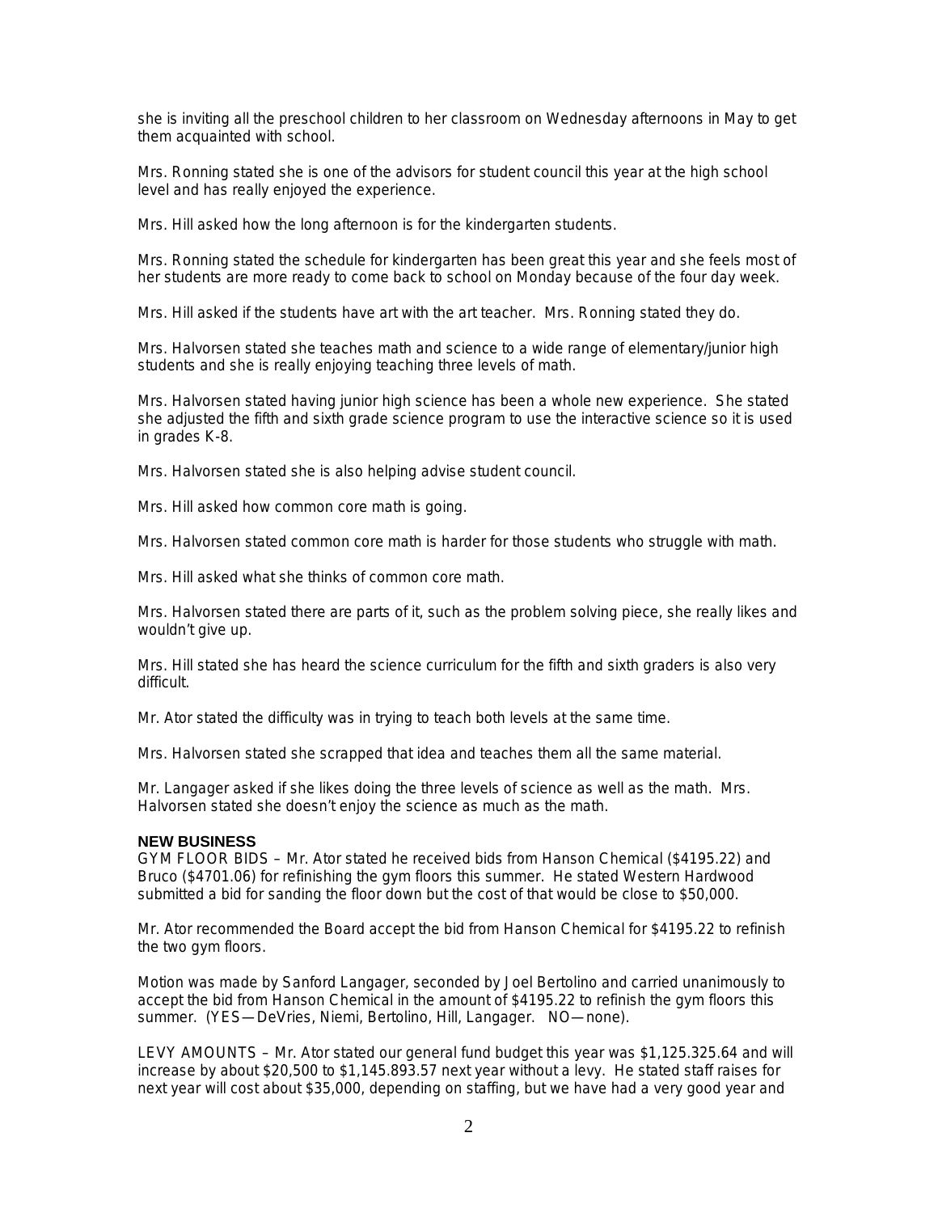she is inviting all the preschool children to her classroom on Wednesday afternoons in May to get them acquainted with school.

Mrs. Ronning stated she is one of the advisors for student council this year at the high school level and has really enjoyed the experience.

Mrs. Hill asked how the long afternoon is for the kindergarten students.

Mrs. Ronning stated the schedule for kindergarten has been great this year and she feels most of her students are more ready to come back to school on Monday because of the four day week.

Mrs. Hill asked if the students have art with the art teacher. Mrs. Ronning stated they do.

Mrs. Halvorsen stated she teaches math and science to a wide range of elementary/junior high students and she is really enjoying teaching three levels of math.

Mrs. Halvorsen stated having junior high science has been a whole new experience. She stated she adjusted the fifth and sixth grade science program to use the interactive science so it is used in grades K-8.

Mrs. Halvorsen stated she is also helping advise student council.

Mrs. Hill asked how common core math is going.

Mrs. Halvorsen stated common core math is harder for those students who struggle with math.

Mrs. Hill asked what she thinks of common core math.

Mrs. Halvorsen stated there are parts of it, such as the problem solving piece, she really likes and wouldn't give up.

Mrs. Hill stated she has heard the science curriculum for the fifth and sixth graders is also very difficult.

Mr. Ator stated the difficulty was in trying to teach both levels at the same time.

Mrs. Halvorsen stated she scrapped that idea and teaches them all the same material.

Mr. Langager asked if she likes doing the three levels of science as well as the math. Mrs. Halvorsen stated she doesn't enjoy the science as much as the math.

**NEW BUSINESS**

GYM FLOOR BIDS – Mr. Ator stated he received bids from Hanson Chemical ($4195.22) and Bruco ($4701.06) for refinishing the gym floors this summer. He stated Western Hardwood submitted a bid for sanding the floor down but the cost of that would be close to $50,000.

Mr. Ator recommended the Board accept the bid from Hanson Chemical for $4195.22 to refinish the two gym floors.

Motion was made by Sanford Langager, seconded by Joel Bertolino and carried unanimously to accept the bid from Hanson Chemical in the amount of $4195.22 to refinish the gym floors this summer. (YES—DeVries, Niemi, Bertolino, Hill, Langager. NO—none).

LEVY AMOUNTS – Mr. Ator stated our general fund budget this year was $1,125.325.64 and will increase by about $20,500 to $1,145.893.57 next year without a levy. He stated staff raises for next year will cost about $35,000, depending on staffing, but we have had a very good year and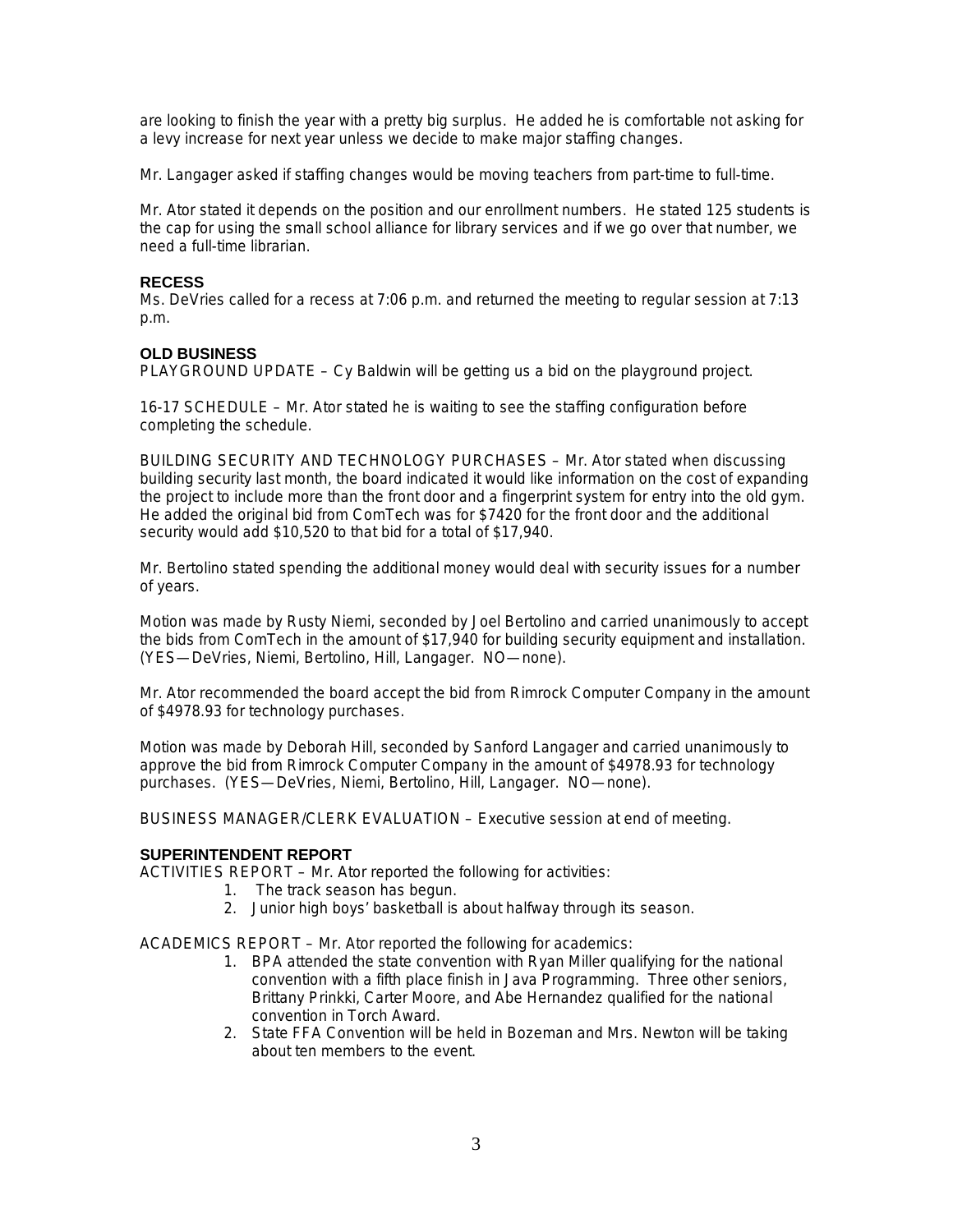are looking to finish the year with a pretty big surplus. He added he is comfortable not asking for a levy increase for next year unless we decide to make major staffing changes.

Mr. Langager asked if staffing changes would be moving teachers from part-time to full-time.

Mr. Ator stated it depends on the position and our enrollment numbers. He stated 125 students is the cap for using the small school alliance for library services and if we go over that number, we need a full-time librarian.

**RECESS**
Ms. DeVries called for a recess at 7:06 p.m. and returned the meeting to regular session at 7:13 p.m.

**OLD BUSINESS**
PLAYGROUND UPDATE – Cy Baldwin will be getting us a bid on the playground project.

16-17 SCHEDULE – Mr. Ator stated he is waiting to see the staffing configuration before completing the schedule.

BUILDING SECURITY AND TECHNOLOGY PURCHASES – Mr. Ator stated when discussing building security last month, the board indicated it would like information on the cost of expanding the project to include more than the front door and a fingerprint system for entry into the old gym. He added the original bid from ComTech was for $7420 for the front door and the additional security would add $10,520 to that bid for a total of $17,940.

Mr. Bertolino stated spending the additional money would deal with security issues for a number of years.

Motion was made by Rusty Niemi, seconded by Joel Bertolino and carried unanimously to accept the bids from ComTech in the amount of $17,940 for building security equipment and installation. (YES—DeVries, Niemi, Bertolino, Hill, Langager. NO—none).

Mr. Ator recommended the board accept the bid from Rimrock Computer Company in the amount of $4978.93 for technology purchases.

Motion was made by Deborah Hill, seconded by Sanford Langager and carried unanimously to approve the bid from Rimrock Computer Company in the amount of $4978.93 for technology purchases. (YES—DeVries, Niemi, Bertolino, Hill, Langager. NO—none).

BUSINESS MANAGER/CLERK EVALUATION – Executive session at end of meeting.

**SUPERINTENDENT REPORT**
ACTIVITIES REPORT – Mr. Ator reported the following for activities:

1. The track season has begun.
2. Junior high boys' basketball is about halfway through its season.

ACADEMICS REPORT – Mr. Ator reported the following for academics:

1. BPA attended the state convention with Ryan Miller qualifying for the national convention with a fifth place finish in Java Programming. Three other seniors, Brittany Prinkki, Carter Moore, and Abe Hernandez qualified for the national convention in Torch Award.
2. State FFA Convention will be held in Bozeman and Mrs. Newton will be taking about ten members to the event.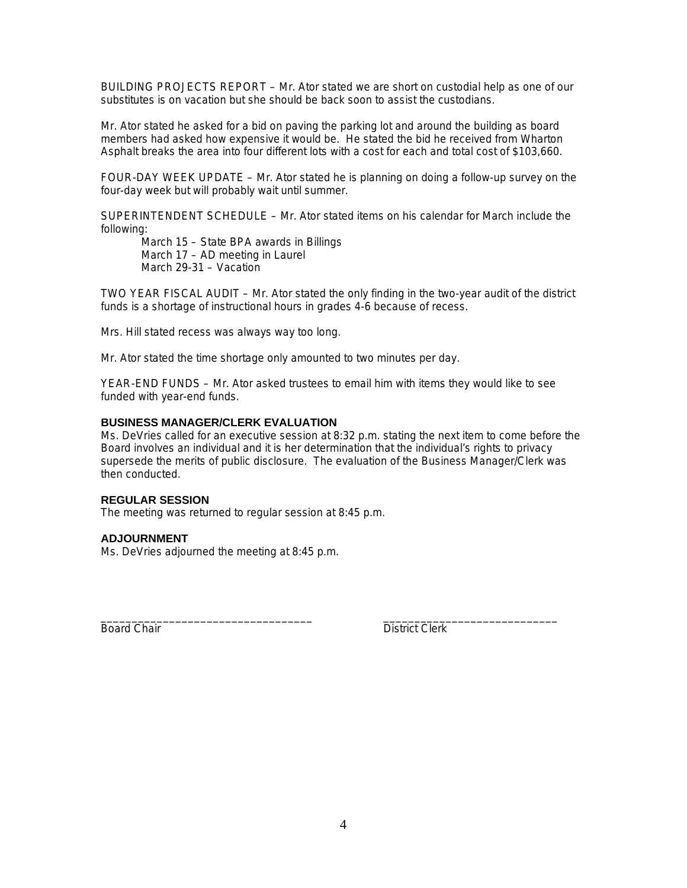BUILDING PROJECTS REPORT – Mr. Ator stated we are short on custodial help as one of our substitutes is on vacation but she should be back soon to assist the custodians.

Mr. Ator stated he asked for a bid on paving the parking lot and around the building as board members had asked how expensive it would be. He stated the bid he received from Wharton Asphalt breaks the area into four different lots with a cost for each and total cost of $103,660.

FOUR-DAY WEEK UPDATE – Mr. Ator stated he is planning on doing a follow-up survey on the four-day week but will probably wait until summer.

SUPERINTENDENT SCHEDULE – Mr. Ator stated items on his calendar for March include the following:

March 15 – State BPA awards in Billings
March 17 – AD meeting in Laurel
March 29-31 – Vacation

TWO YEAR FISCAL AUDIT – Mr. Ator stated the only finding in the two-year audit of the district funds is a shortage of instructional hours in grades 4-6 because of recess.

Mrs. Hill stated recess was always way too long.

Mr. Ator stated the time shortage only amounted to two minutes per day.

YEAR-END FUNDS – Mr. Ator asked trustees to email him with items they would like to see funded with year-end funds.

**BUSINESS MANAGER/CLERK EVALUATION**
Ms. DeVries called for an executive session at 8:32 p.m. stating the next item to come before the Board involves an individual and it is her determination that the individual's rights to privacy supersede the merits of public disclosure. The evaluation of the Business Manager/Clerk was then conducted.

**REGULAR SESSION**
The meeting was returned to regular session at 8:45 p.m.

**ADJOURNMENT**
Ms. DeVries adjourned the meeting at 8:45 p.m.

___________________________________ ____________________________
Board Chair District Clerk